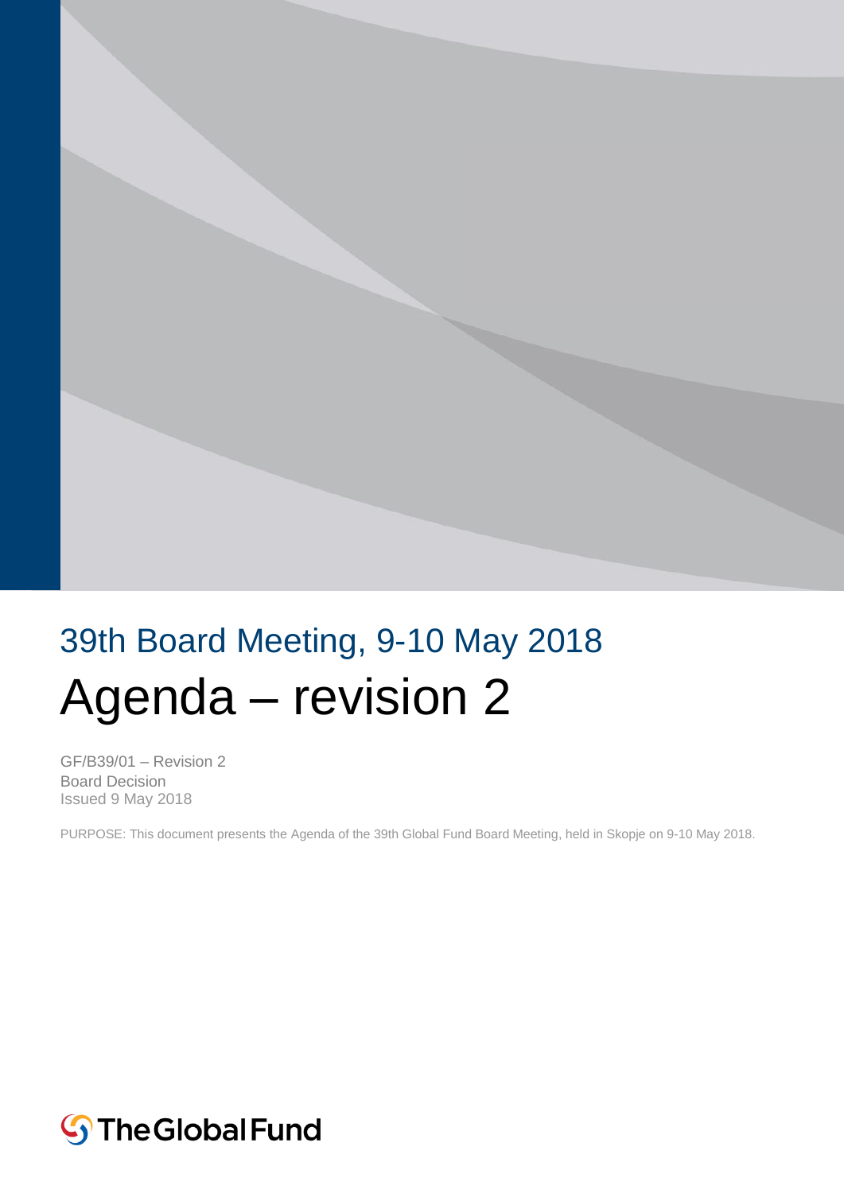## 39th Board Meeting, 9-10 May 2018

# Agenda – revision 2

GF/B39/01 – Revision 2
Board Decision
Issued 9 May 2018

PURPOSE: This document presents the Agenda of the 39th Global Fund Board Meeting, held in Skopje on 9-10 May 2018.

The Global Fund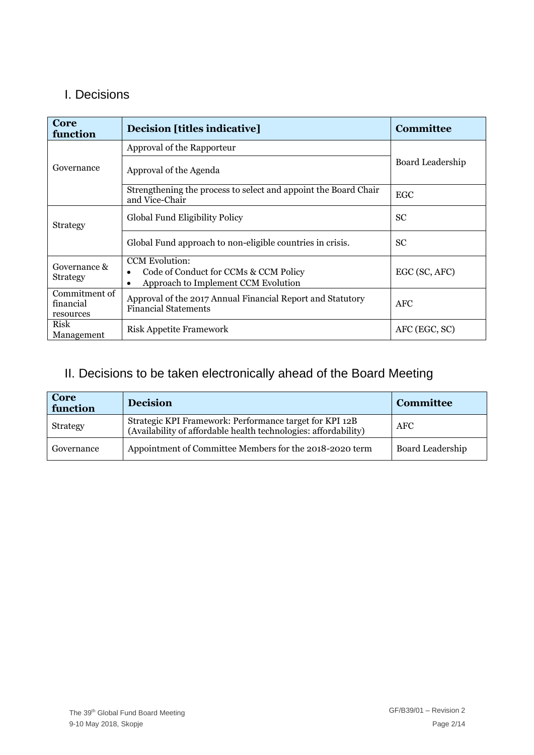## I. Decisions

| Core function | Decision [titles indicative] | Committee |
|---|---|---|
| Governance | Approval of the Rapporteur | Board Leadership |
| | Approval of the Agenda | |
| | Strengthening the process to select and appoint the Board Chair and Vice-Chair | EGC |
| Strategy | Global Fund Eligibility Policy | SC |
| | Global Fund approach to non-eligible countries in crisis. | SC |
| Governance & Strategy | CCM Evolution: <br>• Code of Conduct for CCMs & CCM Policy <br>• Approach to Implement CCM Evolution | EGC (SC, AFC) |
| Commitment of financial resources | Approval of the 2017 Annual Financial Report and Statutory Financial Statements | AFC |
| Risk Management | Risk Appetite Framework | AFC (EGC, SC) |

## II. Decisions to be taken electronically ahead of the Board Meeting

| Core function | Decision | Committee |
|---|---|---|
| Strategy | Strategic KPI Framework: Performance target for KPI 12B (Availability of affordable health technologies: affordability) | AFC |
| Governance | Appointment of Committee Members for the 2018-2020 term | Board Leadership |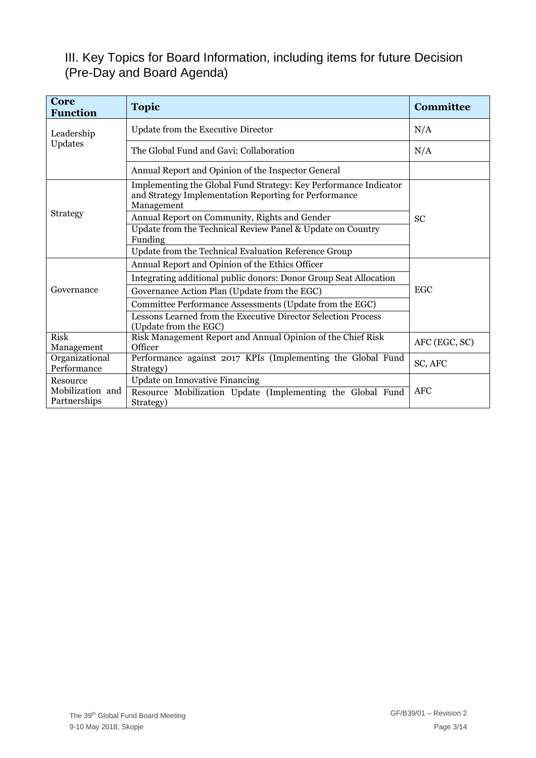## III. Key Topics for Board Information, including items for future Decision (Pre-Day and Board Agenda)

| Core Function | Topic | Committee |
|---|---|---|
| Leadership Updates | Update from the Executive Director | N/A |
| | The Global Fund and Gavi: Collaboration | N/A |
| | Annual Report and Opinion of the Inspector General | |
| Strategy | Implementing the Global Fund Strategy: Key Performance Indicator and Strategy Implementation Reporting for Performance Management | SC |
| | Annual Report on Community, Rights and Gender | |
| | Update from the Technical Review Panel & Update on Country Funding | |
| | Update from the Technical Evaluation Reference Group | |
| Governance | Annual Report and Opinion of the Ethics Officer | EGC |
| | Integrating additional public donors: Donor Group Seat Allocation | |
| | Governance Action Plan (Update from the EGC) | |
| | Committee Performance Assessments (Update from the EGC) | |
| | Lessons Learned from the Executive Director Selection Process (Update from the EGC) | |
| Risk Management | Risk Management Report and Annual Opinion of the Chief Risk Officer | AFC (EGC, SC) |
| Organizational Performance | Performance against 2017 KPIs (Implementing the Global Fund Strategy) | SC, AFC |
| Resource Mobilization and Partnerships | Update on Innovative Financing | AFC |
| | Resource Mobilization Update (Implementing the Global Fund Strategy) | |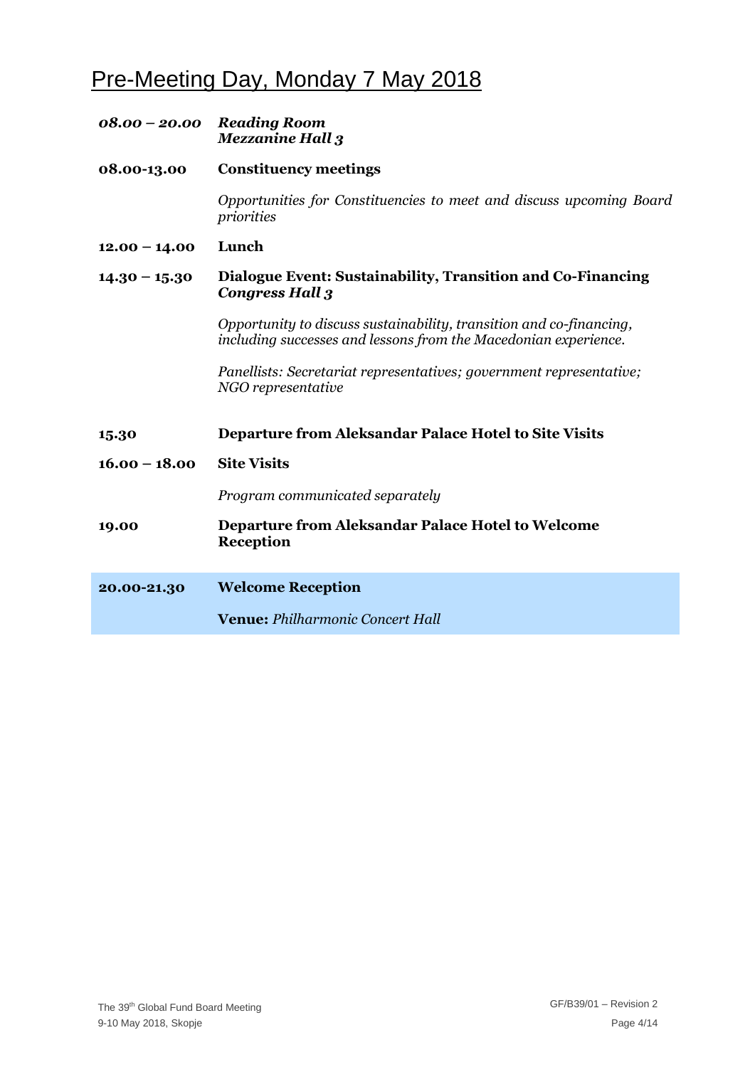# Pre-Meeting Day, Monday 7 May 2018

***08.00 – 20.00*** ***Reading Room***
***Mezzanine Hall 3***

**08.00-13.00** **Constituency meetings**

*Opportunities for Constituencies to meet and discuss upcoming Board priorities*

**12.00 – 14.00** **Lunch**

**14.30 – 15.30** **Dialogue Event: Sustainability, Transition and Co-Financing**
***Congress Hall 3***

*Opportunity to discuss sustainability, transition and co-financing, including successes and lessons from the Macedonian experience.*

*Panellists: Secretariat representatives; government representative; NGO representative*

**15.30** **Departure from Aleksandar Palace Hotel to Site Visits**

**16.00 – 18.00** **Site Visits**

*Program communicated separately*

**19.00** **Departure from Aleksandar Palace Hotel to Welcome Reception**

**20.00-21.30** **Welcome Reception**

**Venue:** *Philharmonic Concert Hall*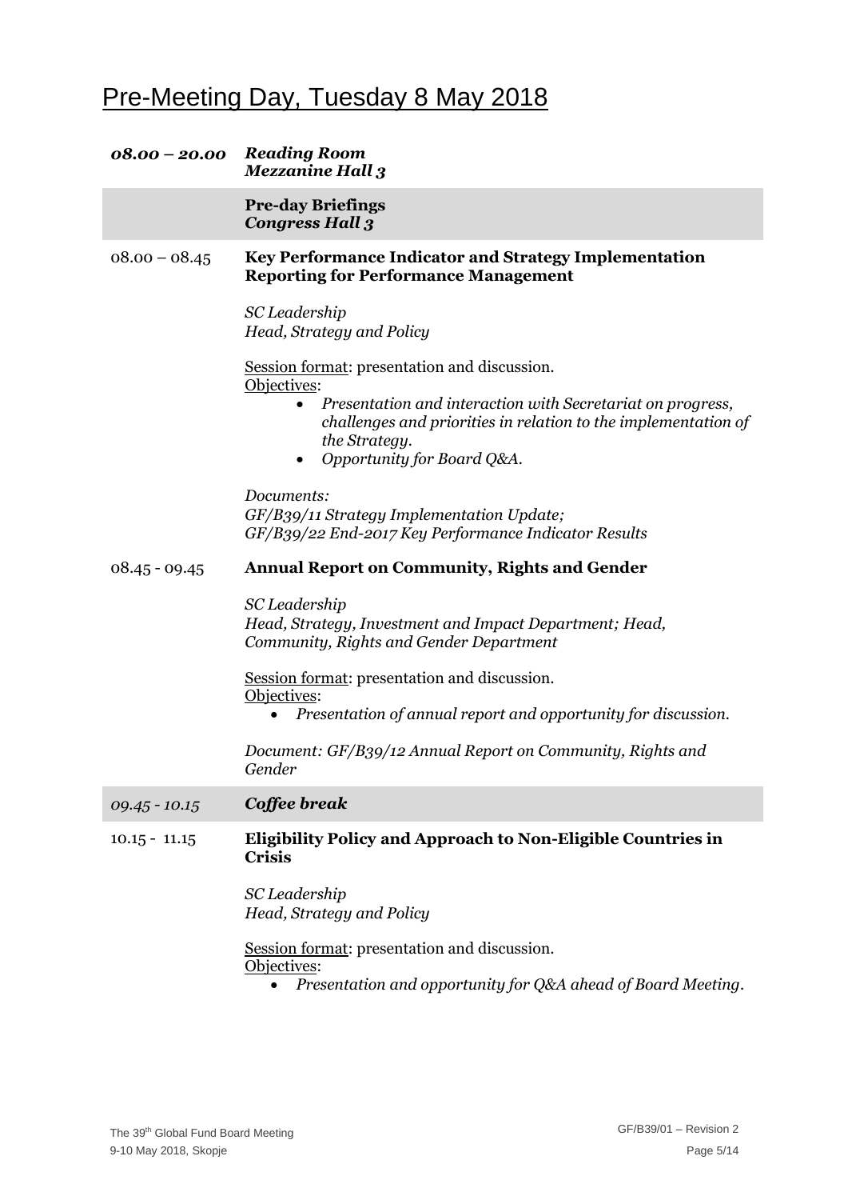# Pre-Meeting Day, Tuesday 8 May 2018

***08.00 – 20.00*** ***Reading Room***
***Mezzanine Hall 3***

**Pre-day Briefings**
***Congress Hall 3***

08.00 – 08.45 **Key Performance Indicator and Strategy Implementation Reporting for Performance Management**

*SC Leadership*
*Head, Strategy and Policy*

Session format: presentation and discussion.
Objectives:

- *Presentation and interaction with Secretariat on progress, challenges and priorities in relation to the implementation of the Strategy.*
- *Opportunity for Board Q&A.*

*Documents:*
*GF/B39/11 Strategy Implementation Update;*
*GF/B39/22 End-2017 Key Performance Indicator Results*

08.45 - 09.45 **Annual Report on Community, Rights and Gender**

*SC Leadership*
*Head, Strategy, Investment and Impact Department; Head, Community, Rights and Gender Department*

Session format: presentation and discussion.
Objectives:

- *Presentation of annual report and opportunity for discussion.*

*Document: GF/B39/12 Annual Report on Community, Rights and Gender*

*09.45 - 10.15* ***Coffee break***

10.15 - 11.15 **Eligibility Policy and Approach to Non-Eligible Countries in Crisis**

*SC Leadership*
*Head, Strategy and Policy*

Session format: presentation and discussion.
Objectives:

- *Presentation and opportunity for Q&A ahead of Board Meeting.*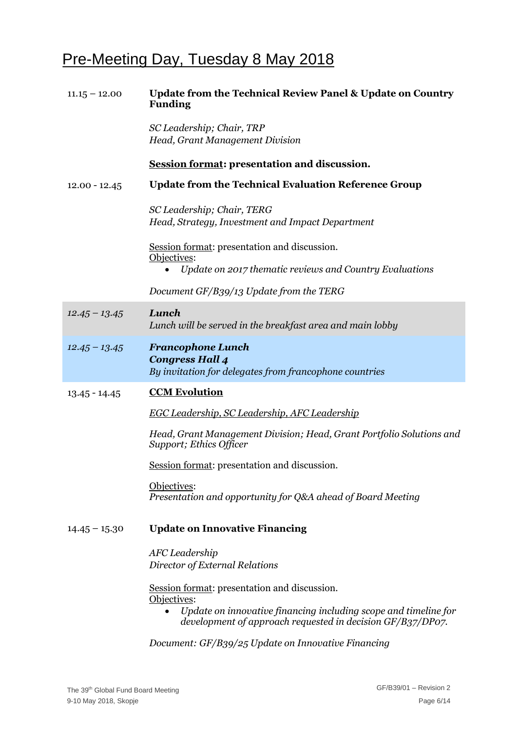# Pre-Meeting Day, Tuesday 8 May 2018

**11.15 – 12.00** **Update from the Technical Review Panel & Update on Country Funding**

*SC Leadership; Chair, TRP*
*Head, Grant Management Division*

**Session format: presentation and discussion.**

**12.00 - 12.45** **Update from the Technical Evaluation Reference Group**

*SC Leadership; Chair, TERG*
*Head, Strategy, Investment and Impact Department*

Session format: presentation and discussion.
Objectives:

- *Update on 2017 thematic reviews and Country Evaluations*

*Document GF/B39/13 Update from the TERG*

***12.45 – 13.45*** ***Lunch***
*Lunch will be served in the breakfast area and main lobby*

***12.45 – 13.45*** ***Francophone Lunch***
***Congress Hall 4***
*By invitation for delegates from francophone countries*

**13.45 - 14.45** **CCM Evolution**

*EGC Leadership, SC Leadership, AFC Leadership*

*Head, Grant Management Division; Head, Grant Portfolio Solutions and Support; Ethics Officer*

Session format: presentation and discussion.

Objectives:
*Presentation and opportunity for Q&A ahead of Board Meeting*

**14.45 – 15.30** **Update on Innovative Financing**

*AFC Leadership*
*Director of External Relations*

Session format: presentation and discussion.
Objectives:

- *Update on innovative financing including scope and timeline for development of approach requested in decision GF/B37/DP07.*

*Document: GF/B39/25 Update on Innovative Financing*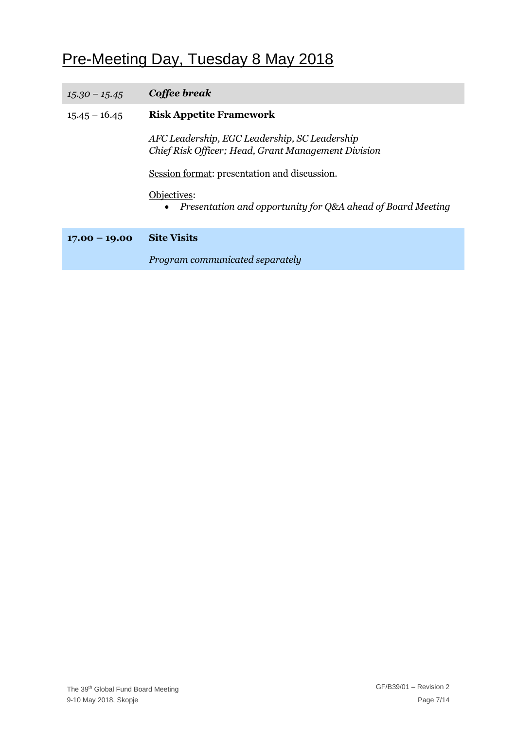# Pre-Meeting Day, Tuesday 8 May 2018

| | |
|---|---|
| *15.30 – 15.45* | ***Coffee break*** |
| 15.45 – 16.45 | **Risk Appetite Framework**<br><br>*AFC Leadership, EGC Leadership, SC Leadership*<br>*Chief Risk Officer; Head, Grant Management Division*<br><br>Session format: presentation and discussion.<br><br>Objectives:<br>• *Presentation and opportunity for Q&A ahead of Board Meeting* |
| **17.00 – 19.00** | **Site Visits**<br><br>*Program communicated separately* |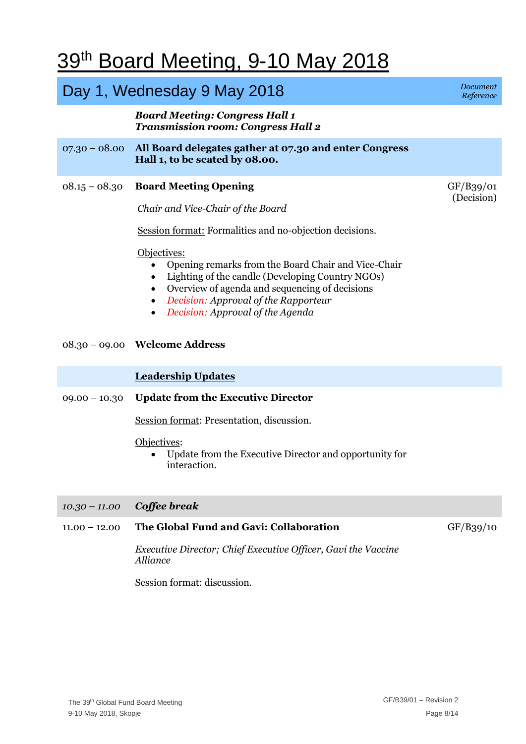# 39th Board Meeting, 9-10 May 2018

## Day 1, Wednesday 9 May 2018

*Document Reference*

***Board Meeting: Congress Hall 1***
***Transmission room: Congress Hall 2***

**07.30 – 08.00** **All Board delegates gather at 07.30 and enter Congress Hall 1, to be seated by 08.00.**

**08.15 – 08.30** **Board Meeting Opening** — GF/B39/01 (Decision)

*Chair and Vice-Chair of the Board*

Session format: Formalities and no-objection decisions.

Objectives:

- Opening remarks from the Board Chair and Vice-Chair
- Lighting of the candle (Developing Country NGOs)
- Overview of agenda and sequencing of decisions
- *Decision: Approval of the Rapporteur*
- *Decision: Approval of the Agenda*

**08.30 – 09.00** **Welcome Address**

### Leadership Updates

**09.00 – 10.30** **Update from the Executive Director**

Session format: Presentation, discussion.

Objectives:

- Update from the Executive Director and opportunity for interaction.

*10.30 – 11.00* ***Coffee break***

**11.00 – 12.00** **The Global Fund and Gavi: Collaboration** — GF/B39/10

*Executive Director; Chief Executive Officer, Gavi the Vaccine Alliance*

Session format: discussion.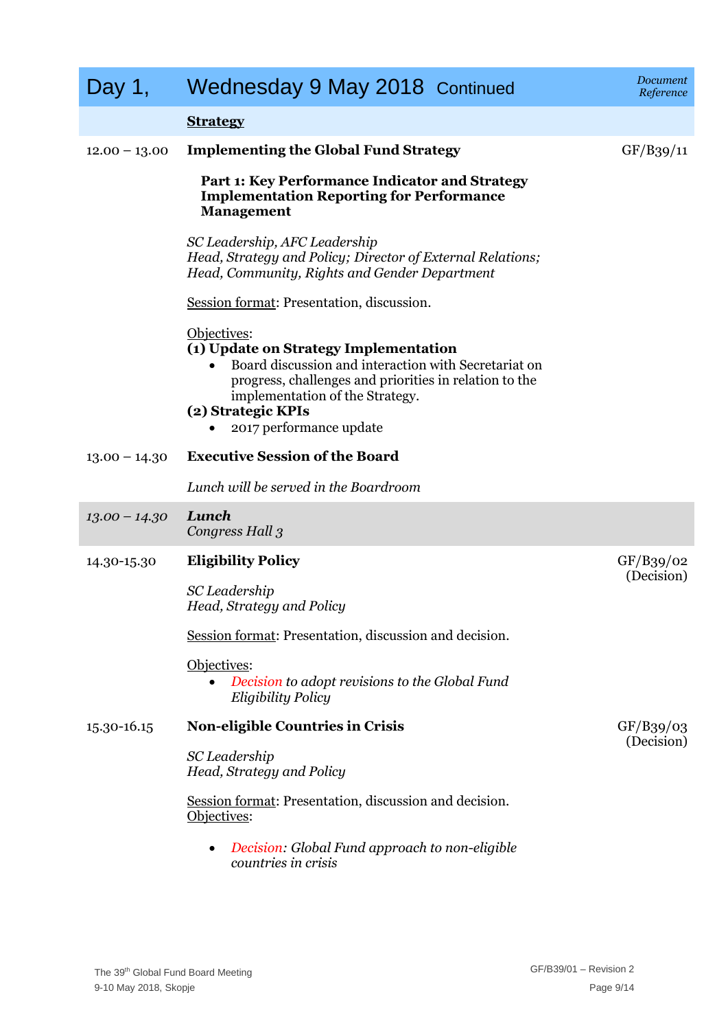| Day 1, | Wednesday 9 May 2018 Continued | *Document Reference* |
|---|---|---|
| | **Strategy** | |
| 12.00 – 13.00 | **Implementing the Global Fund Strategy**<br><br>**Part 1: Key Performance Indicator and Strategy Implementation Reporting for Performance Management**<br><br>*SC Leadership, AFC Leadership*<br>*Head, Strategy and Policy; Director of External Relations; Head, Community, Rights and Gender Department*<br><br>Session format: Presentation, discussion.<br><br>Objectives:<br>**(1) Update on Strategy Implementation**<br>• Board discussion and interaction with Secretariat on progress, challenges and priorities in relation to the implementation of the Strategy.<br>**(2) Strategic KPIs**<br>• 2017 performance update | GF/B39/11 |
| 13.00 – 14.30 | **Executive Session of the Board**<br><br>*Lunch will be served in the Boardroom* | |
| *13.00 – 14.30* | ***Lunch***<br>*Congress Hall 3* | |
| 14.30-15.30 | **Eligibility Policy**<br><br>*SC Leadership*<br>*Head, Strategy and Policy*<br><br>Session format: Presentation, discussion and decision.<br><br>Objectives:<br>• *Decision to adopt revisions to the Global Fund Eligibility Policy* | GF/B39/02 (Decision) |
| 15.30-16.15 | **Non-eligible Countries in Crisis**<br><br>*SC Leadership*<br>*Head, Strategy and Policy*<br><br>Session format: Presentation, discussion and decision.<br>Objectives:<br><br>• *Decision: Global Fund approach to non-eligible countries in crisis* | GF/B39/03 (Decision) |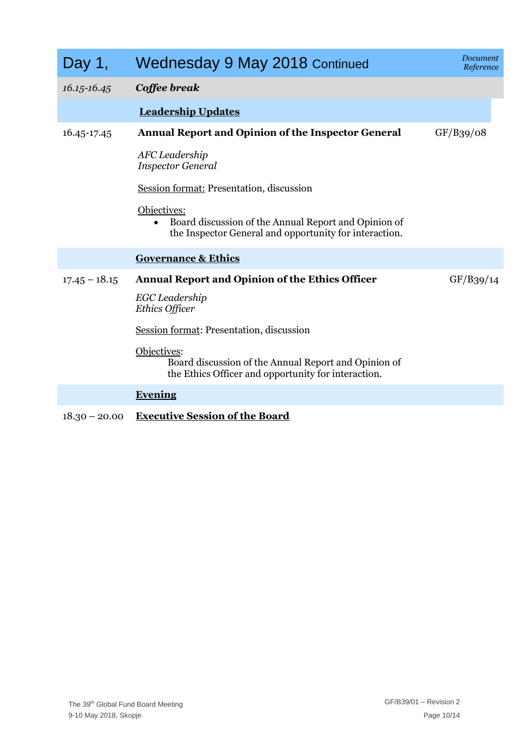| Day 1, | Wednesday 9 May 2018 Continued | *Document Reference* |
|---|---|---|
| *16.15-16.45* | ***Coffee break*** | |
| | **Leadership Updates** | |
| 16.45-17.45 | **Annual Report and Opinion of the Inspector General**<br><br>*AFC Leadership*<br>*Inspector General*<br><br>Session format: Presentation, discussion<br><br>Objectives:<br>• Board discussion of the Annual Report and Opinion of the Inspector General and opportunity for interaction. | GF/B39/08 |
| | **Governance & Ethics** | |
| 17.45 – 18.15 | **Annual Report and Opinion of the Ethics Officer**<br><br>*EGC Leadership*<br>*Ethics Officer*<br><br>Session format: Presentation, discussion<br><br>Objectives:<br>Board discussion of the Annual Report and Opinion of the Ethics Officer and opportunity for interaction. | GF/B39/14 |
| | **Evening** | |
| 18.30 – 20.00 | **Executive Session of the Board** | |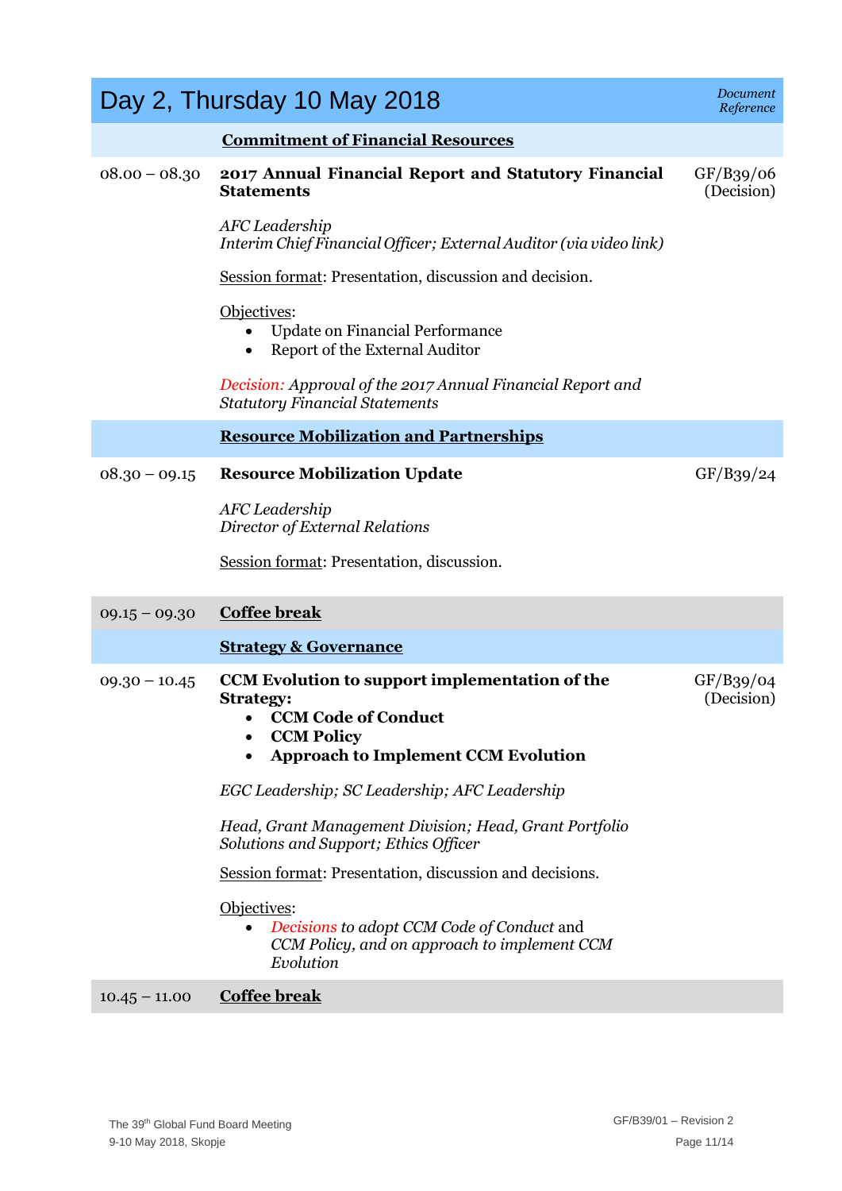| Day 2, Thursday 10 May 2018 | | *Document Reference* |
|---|---|---|
| | **Commitment of Financial Resources** | |
| 08.00 – 08.30 | **2017 Annual Financial Report and Statutory Financial Statements**<br><br>*AFC Leadership*<br>*Interim Chief Financial Officer; External Auditor (via video link)*<br><br>Session format: Presentation, discussion and decision.<br><br>Objectives:<br>• Update on Financial Performance<br>• Report of the External Auditor<br><br>*Decision: Approval of the 2017 Annual Financial Report and Statutory Financial Statements* | GF/B39/06 (Decision) |
| | **Resource Mobilization and Partnerships** | |
| 08.30 – 09.15 | **Resource Mobilization Update**<br><br>*AFC Leadership*<br>*Director of External Relations*<br><br>Session format: Presentation, discussion. | GF/B39/24 |
| 09.15 – 09.30 | **Coffee break** | |
| | **Strategy & Governance** | |
| 09.30 – 10.45 | **CCM Evolution to support implementation of the Strategy:**<br>• **CCM Code of Conduct**<br>• **CCM Policy**<br>• **Approach to Implement CCM Evolution**<br><br>*EGC Leadership; SC Leadership; AFC Leadership*<br><br>*Head, Grant Management Division; Head, Grant Portfolio Solutions and Support; Ethics Officer*<br><br>Session format: Presentation, discussion and decisions.<br><br>Objectives:<br>• *Decisions to adopt CCM Code of Conduct* and *CCM Policy, and on approach to implement CCM Evolution* | GF/B39/04 (Decision) |
| 10.45 – 11.00 | **Coffee break** | |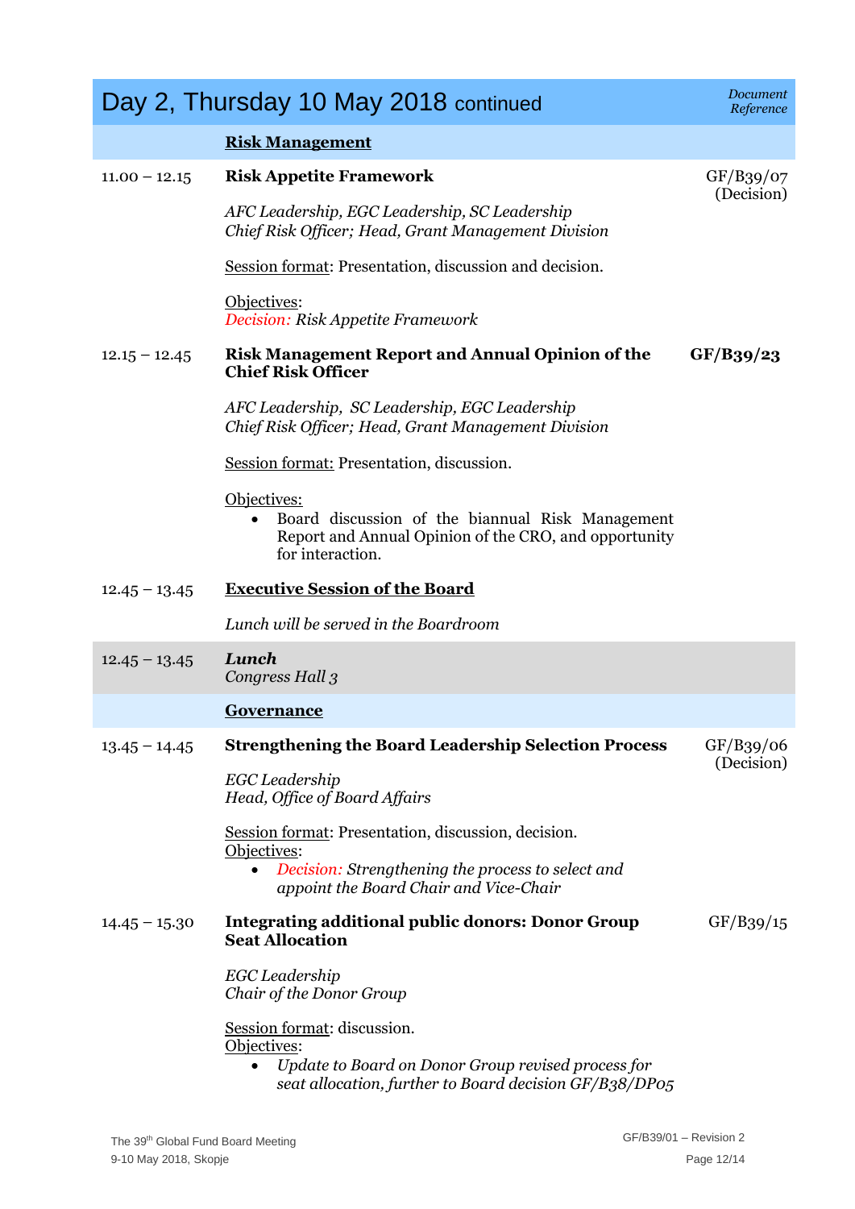## Day 2, Thursday 10 May 2018 continued

| | | *Document Reference* |
|---|---|---|
| | **Risk Management** | |
| 11.00 – 12.15 | **Risk Appetite Framework**<br><br>*AFC Leadership, EGC Leadership, SC Leadership*<br>*Chief Risk Officer; Head, Grant Management Division*<br><br>Session format: Presentation, discussion and decision.<br><br>Objectives:<br>*Decision: Risk Appetite Framework* | GF/B39/07 (Decision) |
| 12.15 – 12.45 | **Risk Management Report and Annual Opinion of the Chief Risk Officer**<br><br>*AFC Leadership, SC Leadership, EGC Leadership*<br>*Chief Risk Officer; Head, Grant Management Division*<br><br>Session format: Presentation, discussion.<br><br>Objectives:<br>• Board discussion of the biannual Risk Management Report and Annual Opinion of the CRO, and opportunity for interaction. | **GF/B39/23** |
| 12.45 – 13.45 | **Executive Session of the Board**<br><br>*Lunch will be served in the Boardroom* | |
| 12.45 – 13.45 | ***Lunch***<br>*Congress Hall 3* | |
| | **Governance** | |
| 13.45 – 14.45 | **Strengthening the Board Leadership Selection Process**<br><br>*EGC Leadership*<br>*Head, Office of Board Affairs*<br><br>Session format: Presentation, discussion, decision.<br>Objectives:<br>• *Decision: Strengthening the process to select and appoint the Board Chair and Vice-Chair* | GF/B39/06 (Decision) |
| 14.45 – 15.30 | **Integrating additional public donors: Donor Group Seat Allocation**<br><br>*EGC Leadership*<br>*Chair of the Donor Group*<br><br>Session format: discussion.<br>Objectives:<br>• *Update to Board on Donor Group revised process for seat allocation, further to Board decision GF/B38/DP05* | GF/B39/15 |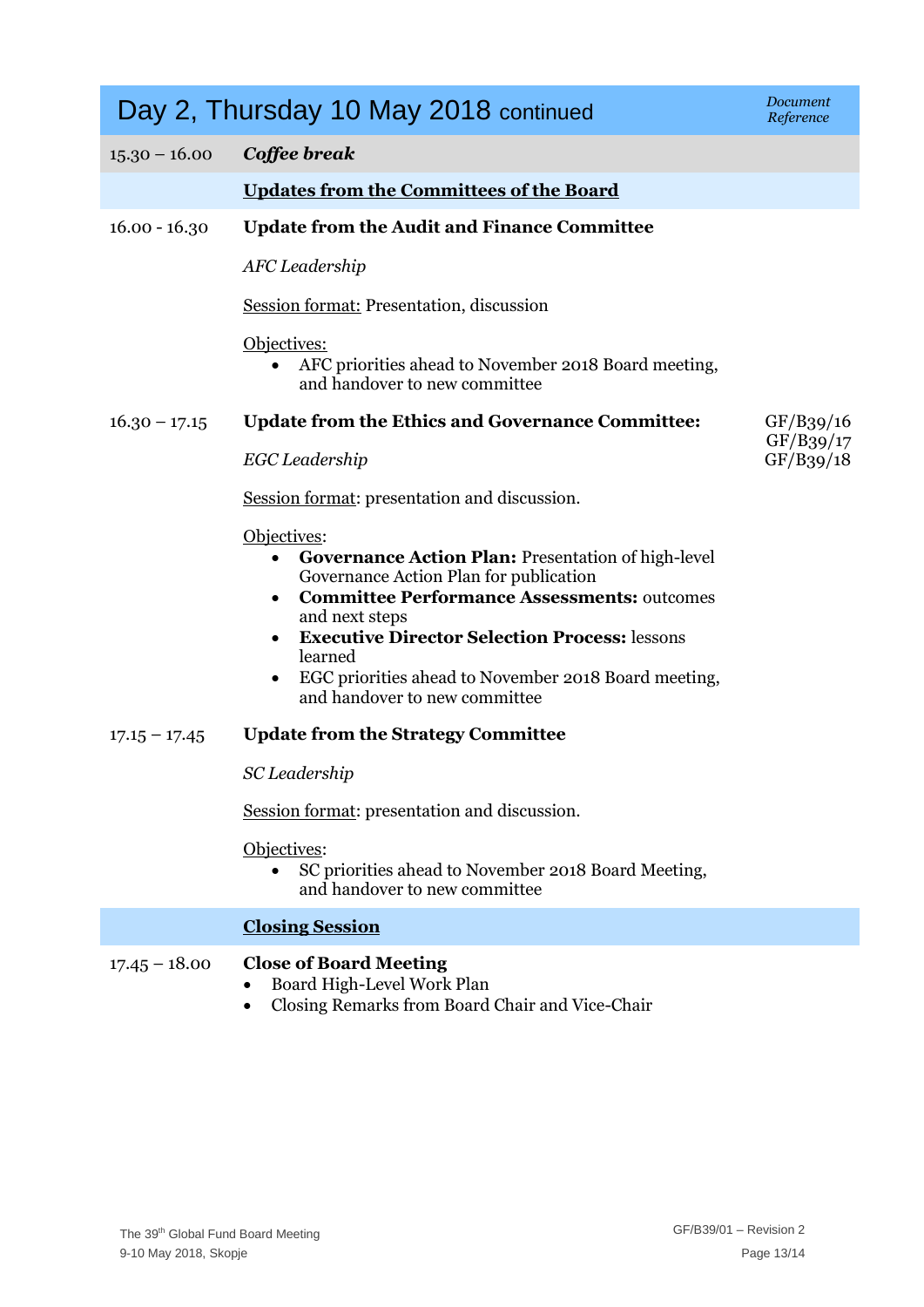## Day 2, Thursday 10 May 2018 continued

| | | Document Reference |
|---|---|---|
| 15.30 – 16.00 | ***Coffee break*** | |
| | **Updates from the Committees of the Board** | |
| 16.00 - 16.30 | **Update from the Audit and Finance Committee**<br><br>*AFC Leadership*<br><br>Session format: Presentation, discussion<br><br>Objectives:<br>• AFC priorities ahead to November 2018 Board meeting, and handover to new committee | |
| 16.30 – 17.15 | **Update from the Ethics and Governance Committee:**<br><br>*EGC Leadership*<br><br>Session format: presentation and discussion.<br><br>Objectives:<br>• **Governance Action Plan:** Presentation of high-level Governance Action Plan for publication<br>• **Committee Performance Assessments:** outcomes and next steps<br>• **Executive Director Selection Process:** lessons learned<br>• EGC priorities ahead to November 2018 Board meeting, and handover to new committee | GF/B39/16<br>GF/B39/17<br>GF/B39/18 |
| 17.15 – 17.45 | **Update from the Strategy Committee**<br><br>*SC Leadership*<br><br>Session format: presentation and discussion.<br><br>Objectives:<br>• SC priorities ahead to November 2018 Board Meeting, and handover to new committee | |
| | **Closing Session** | |
| 17.45 – 18.00 | **Close of Board Meeting**<br>• Board High-Level Work Plan<br>• Closing Remarks from Board Chair and Vice-Chair | |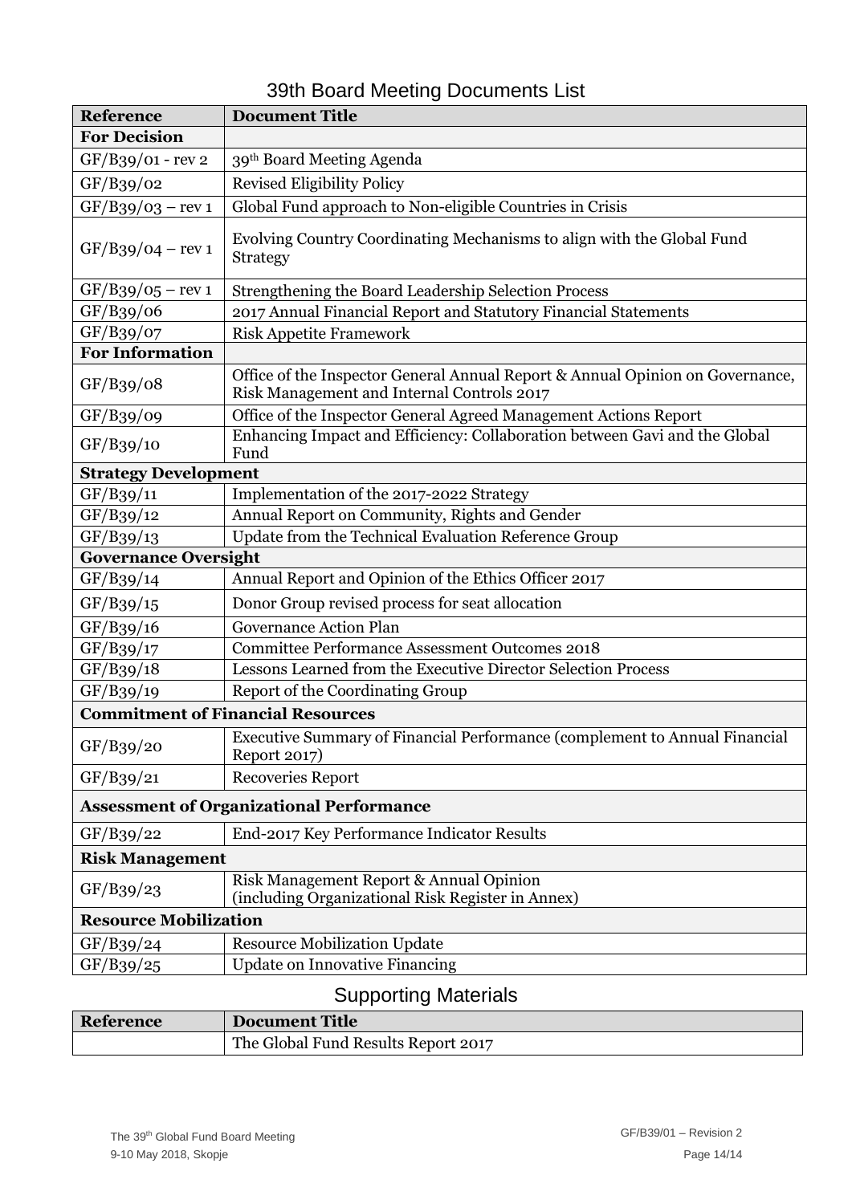## 39th Board Meeting Documents List

| Reference | Document Title |
|---|---|
| **For Decision** | |
| GF/B39/01 - rev 2 | 39th Board Meeting Agenda |
| GF/B39/02 | Revised Eligibility Policy |
| GF/B39/03 – rev 1 | Global Fund approach to Non-eligible Countries in Crisis |
| GF/B39/04 – rev 1 | Evolving Country Coordinating Mechanisms to align with the Global Fund Strategy |
| GF/B39/05 – rev 1 | Strengthening the Board Leadership Selection Process |
| GF/B39/06 | 2017 Annual Financial Report and Statutory Financial Statements |
| GF/B39/07 | Risk Appetite Framework |
| **For Information** | |
| GF/B39/08 | Office of the Inspector General Annual Report & Annual Opinion on Governance, Risk Management and Internal Controls 2017 |
| GF/B39/09 | Office of the Inspector General Agreed Management Actions Report |
| GF/B39/10 | Enhancing Impact and Efficiency: Collaboration between Gavi and the Global Fund |
| **Strategy Development** | |
| GF/B39/11 | Implementation of the 2017-2022 Strategy |
| GF/B39/12 | Annual Report on Community, Rights and Gender |
| GF/B39/13 | Update from the Technical Evaluation Reference Group |
| **Governance Oversight** | |
| GF/B39/14 | Annual Report and Opinion of the Ethics Officer 2017 |
| GF/B39/15 | Donor Group revised process for seat allocation |
| GF/B39/16 | Governance Action Plan |
| GF/B39/17 | Committee Performance Assessment Outcomes 2018 |
| GF/B39/18 | Lessons Learned from the Executive Director Selection Process |
| GF/B39/19 | Report of the Coordinating Group |
| **Commitment of Financial Resources** | |
| GF/B39/20 | Executive Summary of Financial Performance (complement to Annual Financial Report 2017) |
| GF/B39/21 | Recoveries Report |
| **Assessment of Organizational Performance** | |
| GF/B39/22 | End-2017 Key Performance Indicator Results |
| **Risk Management** | |
| GF/B39/23 | Risk Management Report & Annual Opinion (including Organizational Risk Register in Annex) |
| **Resource Mobilization** | |
| GF/B39/24 | Resource Mobilization Update |
| GF/B39/25 | Update on Innovative Financing |

## Supporting Materials

| Reference | Document Title |
|---|---|
| | The Global Fund Results Report 2017 |